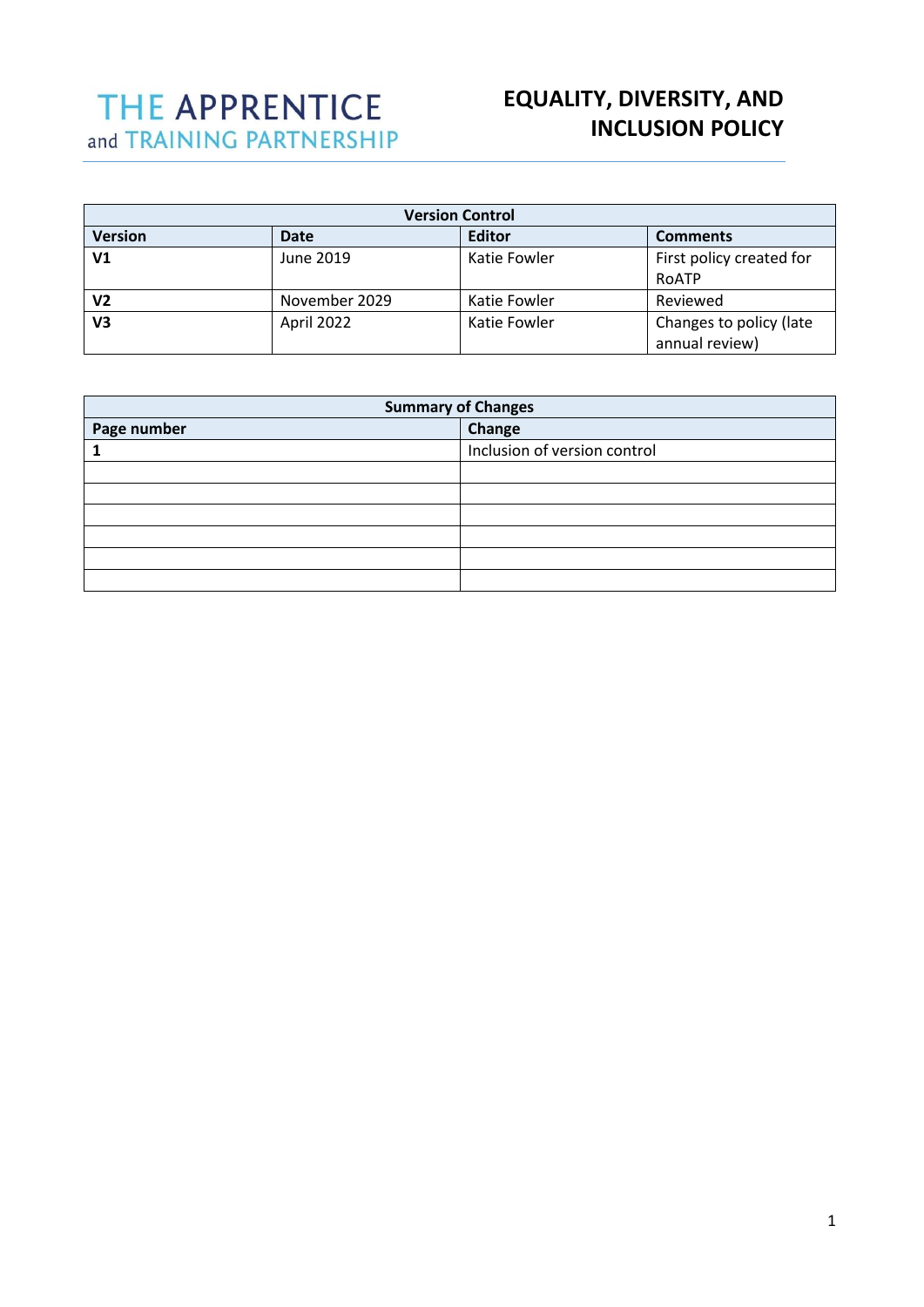THE APPRENTICE
and TRAINING PARTNERSHIP

# EQUALITY, DIVERSITY, AND INCLUSION POLICY

| Version Control | | | |
|---|---|---|---|
| **Version** | **Date** | **Editor** | **Comments** |
| **V1** | June 2019 | Katie Fowler | First policy created for RoATP |
| **V2** | November 2029 | Katie Fowler | Reviewed |
| **V3** | April 2022 | Katie Fowler | Changes to policy (late annual review) |

| Summary of Changes | |
|---|---|
| **Page number** | **Change** |
| **1** | Inclusion of version control |
| | |
| | |
| | |
| | |
| | |
| | |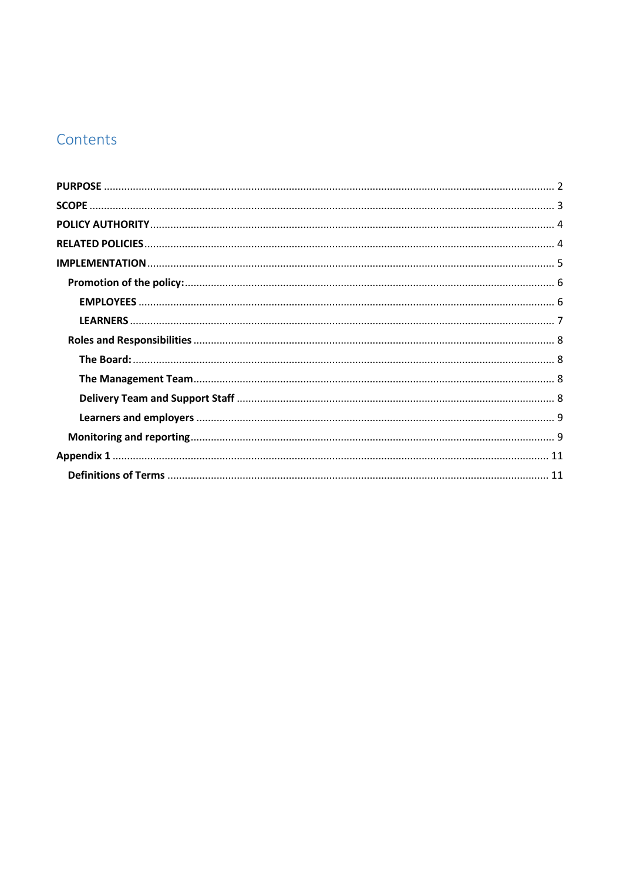# Contents

**PURPOSE** ..... 2
**SCOPE** ..... 3
**POLICY AUTHORITY** ..... 4
**RELATED POLICIES** ..... 4
**IMPLEMENTATION** ..... 5
- **Promotion of the policy:** ..... 6
  - **EMPLOYEES** ..... 6
  - **LEARNERS** ..... 7
- **Roles and Responsibilities** ..... 8
  - **The Board:** ..... 8
  - **The Management Team** ..... 8
  - **Delivery Team and Support Staff** ..... 8
  - **Learners and employers** ..... 9
- **Monitoring and reporting** ..... 9

**Appendix 1** ..... 11
- **Definitions of Terms** ..... 11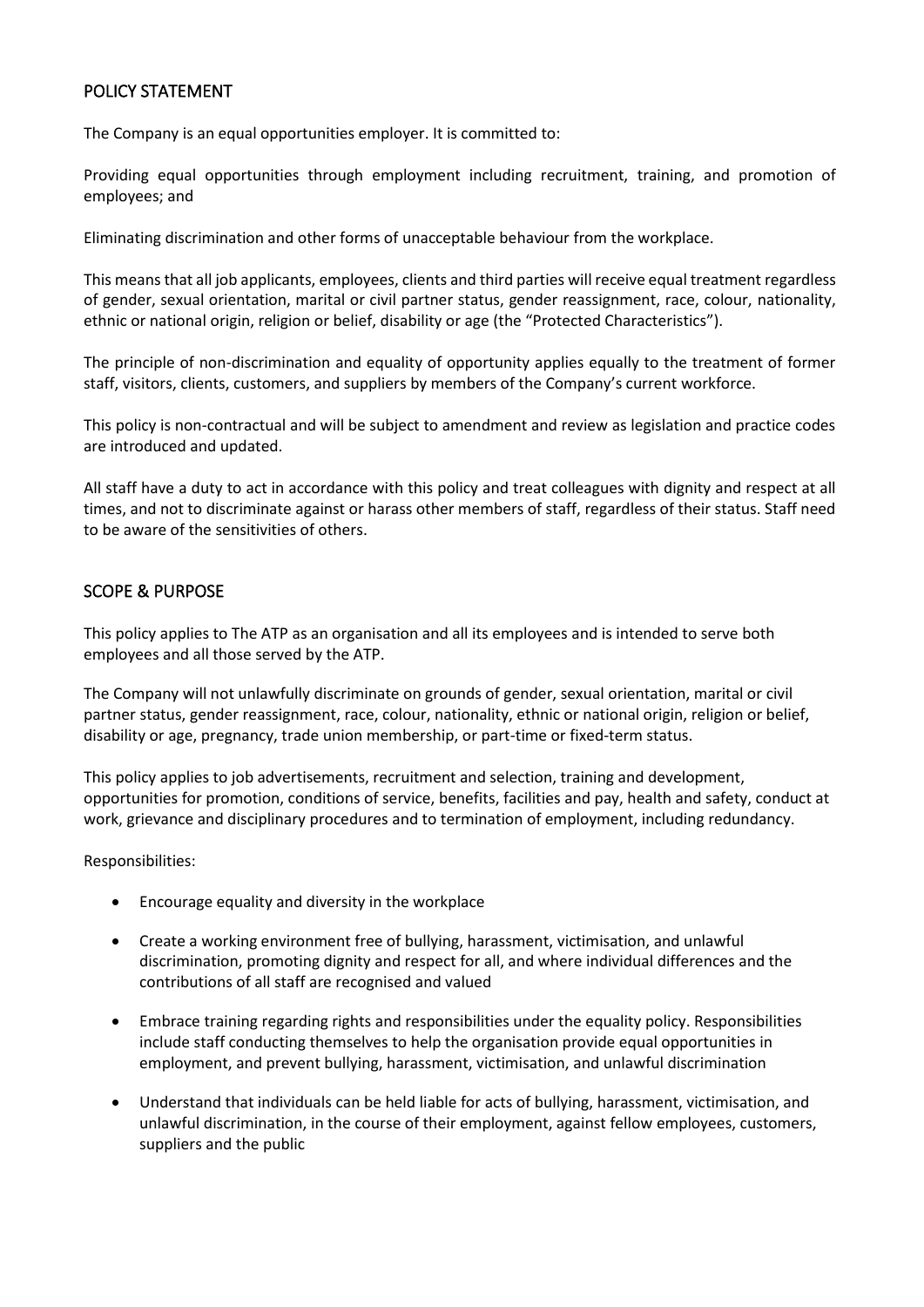## POLICY STATEMENT

The Company is an equal opportunities employer. It is committed to:

Providing equal opportunities through employment including recruitment, training, and promotion of employees; and

Eliminating discrimination and other forms of unacceptable behaviour from the workplace.

This means that all job applicants, employees, clients and third parties will receive equal treatment regardless of gender, sexual orientation, marital or civil partner status, gender reassignment, race, colour, nationality, ethnic or national origin, religion or belief, disability or age (the "Protected Characteristics").

The principle of non-discrimination and equality of opportunity applies equally to the treatment of former staff, visitors, clients, customers, and suppliers by members of the Company's current workforce.

This policy is non-contractual and will be subject to amendment and review as legislation and practice codes are introduced and updated.

All staff have a duty to act in accordance with this policy and treat colleagues with dignity and respect at all times, and not to discriminate against or harass other members of staff, regardless of their status. Staff need to be aware of the sensitivities of others.

## SCOPE & PURPOSE

This policy applies to The ATP as an organisation and all its employees and is intended to serve both employees and all those served by the ATP.

The Company will not unlawfully discriminate on grounds of gender, sexual orientation, marital or civil partner status, gender reassignment, race, colour, nationality, ethnic or national origin, religion or belief, disability or age, pregnancy, trade union membership, or part-time or fixed-term status.

This policy applies to job advertisements, recruitment and selection, training and development, opportunities for promotion, conditions of service, benefits, facilities and pay, health and safety, conduct at work, grievance and disciplinary procedures and to termination of employment, including redundancy.

Responsibilities:

- Encourage equality and diversity in the workplace
- Create a working environment free of bullying, harassment, victimisation, and unlawful discrimination, promoting dignity and respect for all, and where individual differences and the contributions of all staff are recognised and valued
- Embrace training regarding rights and responsibilities under the equality policy. Responsibilities include staff conducting themselves to help the organisation provide equal opportunities in employment, and prevent bullying, harassment, victimisation, and unlawful discrimination
- Understand that individuals can be held liable for acts of bullying, harassment, victimisation, and unlawful discrimination, in the course of their employment, against fellow employees, customers, suppliers and the public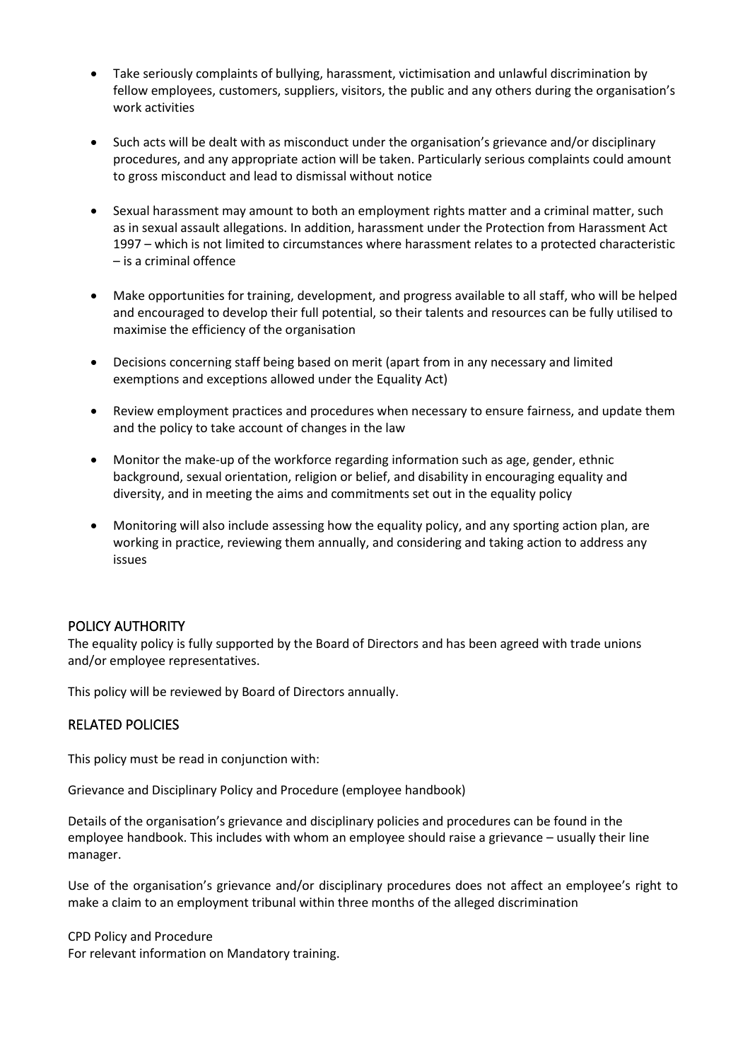- Take seriously complaints of bullying, harassment, victimisation and unlawful discrimination by fellow employees, customers, suppliers, visitors, the public and any others during the organisation's work activities

- Such acts will be dealt with as misconduct under the organisation's grievance and/or disciplinary procedures, and any appropriate action will be taken. Particularly serious complaints could amount to gross misconduct and lead to dismissal without notice

- Sexual harassment may amount to both an employment rights matter and a criminal matter, such as in sexual assault allegations. In addition, harassment under the Protection from Harassment Act 1997 – which is not limited to circumstances where harassment relates to a protected characteristic – is a criminal offence

- Make opportunities for training, development, and progress available to all staff, who will be helped and encouraged to develop their full potential, so their talents and resources can be fully utilised to maximise the efficiency of the organisation

- Decisions concerning staff being based on merit (apart from in any necessary and limited exemptions and exceptions allowed under the Equality Act)

- Review employment practices and procedures when necessary to ensure fairness, and update them and the policy to take account of changes in the law

- Monitor the make-up of the workforce regarding information such as age, gender, ethnic background, sexual orientation, religion or belief, and disability in encouraging equality and diversity, and in meeting the aims and commitments set out in the equality policy

- Monitoring will also include assessing how the equality policy, and any sporting action plan, are working in practice, reviewing them annually, and considering and taking action to address any issues

## POLICY AUTHORITY

The equality policy is fully supported by the Board of Directors and has been agreed with trade unions and/or employee representatives.

This policy will be reviewed by Board of Directors annually.

## RELATED POLICIES

This policy must be read in conjunction with:

Grievance and Disciplinary Policy and Procedure (employee handbook)

Details of the organisation's grievance and disciplinary policies and procedures can be found in the employee handbook. This includes with whom an employee should raise a grievance – usually their line manager.

Use of the organisation's grievance and/or disciplinary procedures does not affect an employee's right to make a claim to an employment tribunal within three months of the alleged discrimination

CPD Policy and Procedure
For relevant information on Mandatory training.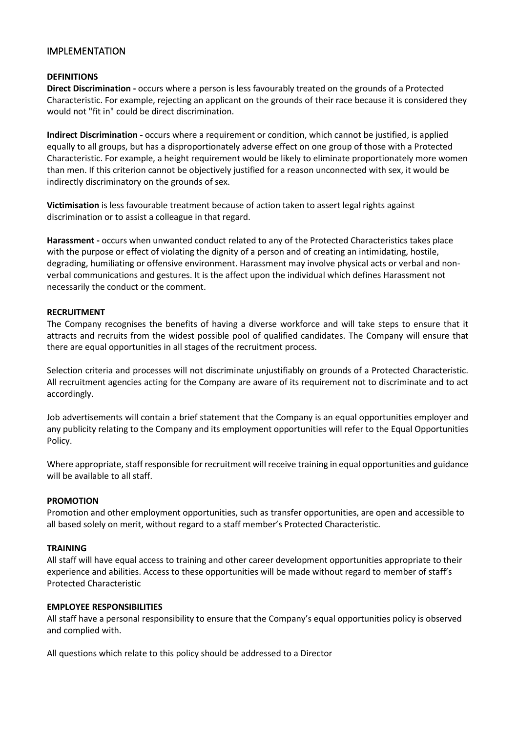## IMPLEMENTATION

**DEFINITIONS**

**Direct Discrimination -** occurs where a person is less favourably treated on the grounds of a Protected Characteristic. For example, rejecting an applicant on the grounds of their race because it is considered they would not "fit in" could be direct discrimination.

**Indirect Discrimination -** occurs where a requirement or condition, which cannot be justified, is applied equally to all groups, but has a disproportionately adverse effect on one group of those with a Protected Characteristic. For example, a height requirement would be likely to eliminate proportionately more women than men. If this criterion cannot be objectively justified for a reason unconnected with sex, it would be indirectly discriminatory on the grounds of sex.

**Victimisation** is less favourable treatment because of action taken to assert legal rights against discrimination or to assist a colleague in that regard.

**Harassment -** occurs when unwanted conduct related to any of the Protected Characteristics takes place with the purpose or effect of violating the dignity of a person and of creating an intimidating, hostile, degrading, humiliating or offensive environment. Harassment may involve physical acts or verbal and non-verbal communications and gestures. It is the affect upon the individual which defines Harassment not necessarily the conduct or the comment.

**RECRUITMENT**

The Company recognises the benefits of having a diverse workforce and will take steps to ensure that it attracts and recruits from the widest possible pool of qualified candidates. The Company will ensure that there are equal opportunities in all stages of the recruitment process.

Selection criteria and processes will not discriminate unjustifiably on grounds of a Protected Characteristic. All recruitment agencies acting for the Company are aware of its requirement not to discriminate and to act accordingly.

Job advertisements will contain a brief statement that the Company is an equal opportunities employer and any publicity relating to the Company and its employment opportunities will refer to the Equal Opportunities Policy.

Where appropriate, staff responsible for recruitment will receive training in equal opportunities and guidance will be available to all staff.

**PROMOTION**

Promotion and other employment opportunities, such as transfer opportunities, are open and accessible to all based solely on merit, without regard to a staff member's Protected Characteristic.

**TRAINING**

All staff will have equal access to training and other career development opportunities appropriate to their experience and abilities. Access to these opportunities will be made without regard to member of staff's Protected Characteristic

**EMPLOYEE RESPONSIBILITIES**

All staff have a personal responsibility to ensure that the Company's equal opportunities policy is observed and complied with.

All questions which relate to this policy should be addressed to a Director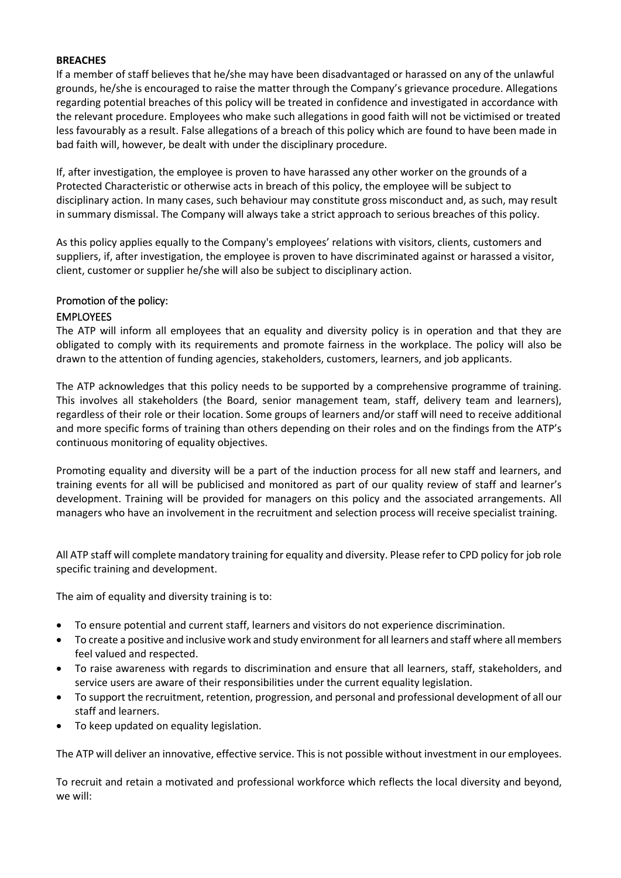**BREACHES**

If a member of staff believes that he/she may have been disadvantaged or harassed on any of the unlawful grounds, he/she is encouraged to raise the matter through the Company's grievance procedure. Allegations regarding potential breaches of this policy will be treated in confidence and investigated in accordance with the relevant procedure. Employees who make such allegations in good faith will not be victimised or treated less favourably as a result. False allegations of a breach of this policy which are found to have been made in bad faith will, however, be dealt with under the disciplinary procedure.

If, after investigation, the employee is proven to have harassed any other worker on the grounds of a Protected Characteristic or otherwise acts in breach of this policy, the employee will be subject to disciplinary action. In many cases, such behaviour may constitute gross misconduct and, as such, may result in summary dismissal. The Company will always take a strict approach to serious breaches of this policy.

As this policy applies equally to the Company's employees' relations with visitors, clients, customers and suppliers, if, after investigation, the employee is proven to have discriminated against or harassed a visitor, client, customer or supplier he/she will also be subject to disciplinary action.

## Promotion of the policy:

### EMPLOYEES

The ATP will inform all employees that an equality and diversity policy is in operation and that they are obligated to comply with its requirements and promote fairness in the workplace. The policy will also be drawn to the attention of funding agencies, stakeholders, customers, learners, and job applicants.

The ATP acknowledges that this policy needs to be supported by a comprehensive programme of training. This involves all stakeholders (the Board, senior management team, staff, delivery team and learners), regardless of their role or their location. Some groups of learners and/or staff will need to receive additional and more specific forms of training than others depending on their roles and on the findings from the ATP's continuous monitoring of equality objectives.

Promoting equality and diversity will be a part of the induction process for all new staff and learners, and training events for all will be publicised and monitored as part of our quality review of staff and learner's development. Training will be provided for managers on this policy and the associated arrangements. All managers who have an involvement in the recruitment and selection process will receive specialist training.

All ATP staff will complete mandatory training for equality and diversity. Please refer to CPD policy for job role specific training and development.

The aim of equality and diversity training is to:

- To ensure potential and current staff, learners and visitors do not experience discrimination.
- To create a positive and inclusive work and study environment for all learners and staff where all members feel valued and respected.
- To raise awareness with regards to discrimination and ensure that all learners, staff, stakeholders, and service users are aware of their responsibilities under the current equality legislation.
- To support the recruitment, retention, progression, and personal and professional development of all our staff and learners.
- To keep updated on equality legislation.

The ATP will deliver an innovative, effective service. This is not possible without investment in our employees.

To recruit and retain a motivated and professional workforce which reflects the local diversity and beyond, we will: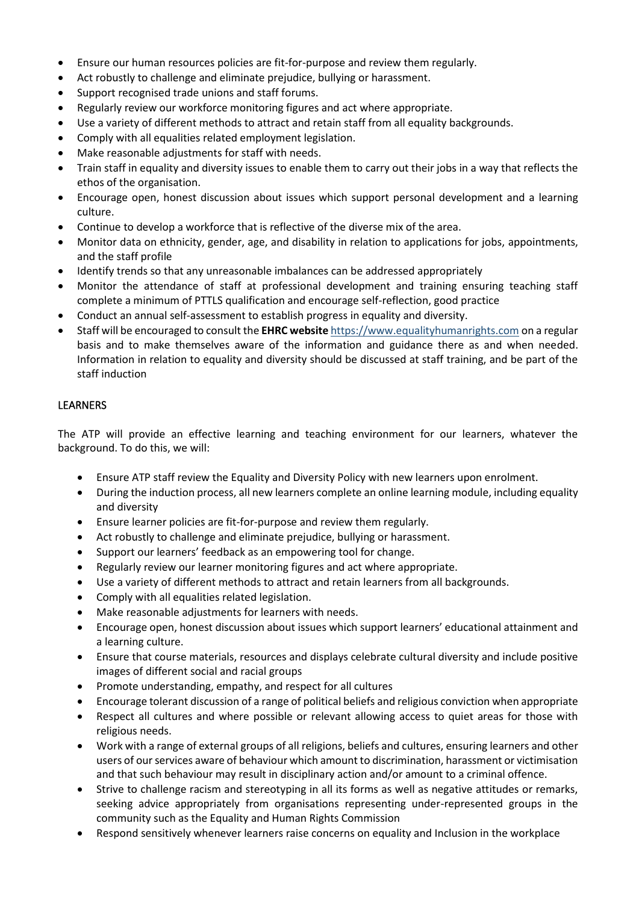- Ensure our human resources policies are fit-for-purpose and review them regularly.
- Act robustly to challenge and eliminate prejudice, bullying or harassment.
- Support recognised trade unions and staff forums.
- Regularly review our workforce monitoring figures and act where appropriate.
- Use a variety of different methods to attract and retain staff from all equality backgrounds.
- Comply with all equalities related employment legislation.
- Make reasonable adjustments for staff with needs.
- Train staff in equality and diversity issues to enable them to carry out their jobs in a way that reflects the ethos of the organisation.
- Encourage open, honest discussion about issues which support personal development and a learning culture.
- Continue to develop a workforce that is reflective of the diverse mix of the area.
- Monitor data on ethnicity, gender, age, and disability in relation to applications for jobs, appointments, and the staff profile
- Identify trends so that any unreasonable imbalances can be addressed appropriately
- Monitor the attendance of staff at professional development and training ensuring teaching staff complete a minimum of PTTLS qualification and encourage self-reflection, good practice
- Conduct an annual self-assessment to establish progress in equality and diversity.
- Staff will be encouraged to consult the **EHRC website** https://www.equalityhumanrights.com on a regular basis and to make themselves aware of the information and guidance there as and when needed. Information in relation to equality and diversity should be discussed at staff training, and be part of the staff induction

## LEARNERS

The ATP will provide an effective learning and teaching environment for our learners, whatever the background. To do this, we will:

- Ensure ATP staff review the Equality and Diversity Policy with new learners upon enrolment.
- During the induction process, all new learners complete an online learning module, including equality and diversity
- Ensure learner policies are fit-for-purpose and review them regularly.
- Act robustly to challenge and eliminate prejudice, bullying or harassment.
- Support our learners' feedback as an empowering tool for change.
- Regularly review our learner monitoring figures and act where appropriate.
- Use a variety of different methods to attract and retain learners from all backgrounds.
- Comply with all equalities related legislation.
- Make reasonable adjustments for learners with needs.
- Encourage open, honest discussion about issues which support learners' educational attainment and a learning culture.
- Ensure that course materials, resources and displays celebrate cultural diversity and include positive images of different social and racial groups
- Promote understanding, empathy, and respect for all cultures
- Encourage tolerant discussion of a range of political beliefs and religious conviction when appropriate
- Respect all cultures and where possible or relevant allowing access to quiet areas for those with religious needs.
- Work with a range of external groups of all religions, beliefs and cultures, ensuring learners and other users of our services aware of behaviour which amount to discrimination, harassment or victimisation and that such behaviour may result in disciplinary action and/or amount to a criminal offence.
- Strive to challenge racism and stereotyping in all its forms as well as negative attitudes or remarks, seeking advice appropriately from organisations representing under-represented groups in the community such as the Equality and Human Rights Commission
- Respond sensitively whenever learners raise concerns on equality and Inclusion in the workplace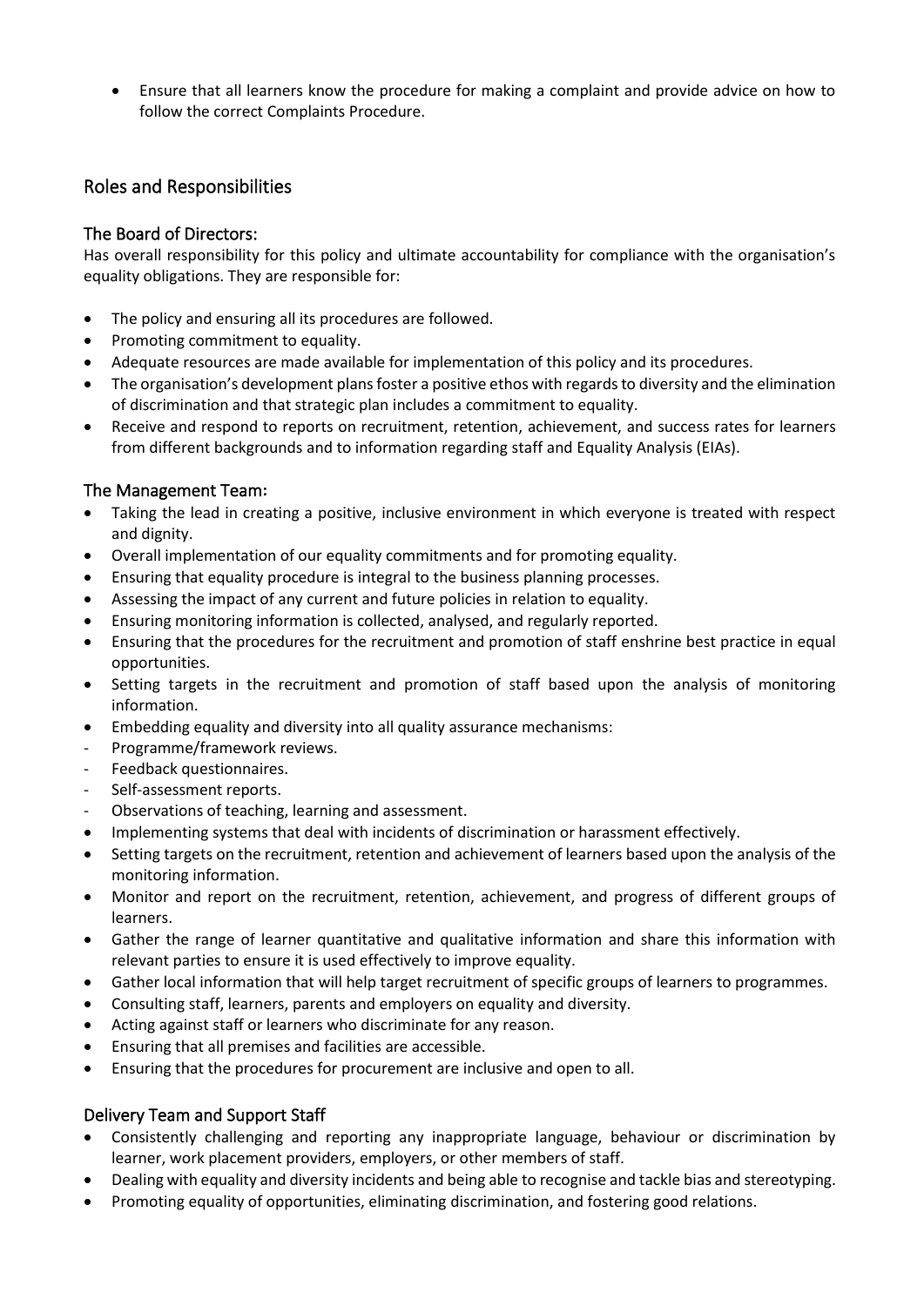- Ensure that all learners know the procedure for making a complaint and provide advice on how to follow the correct Complaints Procedure.

## Roles and Responsibilities

### The Board of Directors:

Has overall responsibility for this policy and ultimate accountability for compliance with the organisation's equality obligations. They are responsible for:

- The policy and ensuring all its procedures are followed.
- Promoting commitment to equality.
- Adequate resources are made available for implementation of this policy and its procedures.
- The organisation's development plans foster a positive ethos with regards to diversity and the elimination of discrimination and that strategic plan includes a commitment to equality.
- Receive and respond to reports on recruitment, retention, achievement, and success rates for learners from different backgrounds and to information regarding staff and Equality Analysis (EIAs).

### The Management Team:

- Taking the lead in creating a positive, inclusive environment in which everyone is treated with respect and dignity.
- Overall implementation of our equality commitments and for promoting equality.
- Ensuring that equality procedure is integral to the business planning processes.
- Assessing the impact of any current and future policies in relation to equality.
- Ensuring monitoring information is collected, analysed, and regularly reported.
- Ensuring that the procedures for the recruitment and promotion of staff enshrine best practice in equal opportunities.
- Setting targets in the recruitment and promotion of staff based upon the analysis of monitoring information.
- Embedding equality and diversity into all quality assurance mechanisms:
  - Programme/framework reviews.
  - Feedback questionnaires.
  - Self-assessment reports.
  - Observations of teaching, learning and assessment.
- Implementing systems that deal with incidents of discrimination or harassment effectively.
- Setting targets on the recruitment, retention and achievement of learners based upon the analysis of the monitoring information.
- Monitor and report on the recruitment, retention, achievement, and progress of different groups of learners.
- Gather the range of learner quantitative and qualitative information and share this information with relevant parties to ensure it is used effectively to improve equality.
- Gather local information that will help target recruitment of specific groups of learners to programmes.
- Consulting staff, learners, parents and employers on equality and diversity.
- Acting against staff or learners who discriminate for any reason.
- Ensuring that all premises and facilities are accessible.
- Ensuring that the procedures for procurement are inclusive and open to all.

### Delivery Team and Support Staff

- Consistently challenging and reporting any inappropriate language, behaviour or discrimination by learner, work placement providers, employers, or other members of staff.
- Dealing with equality and diversity incidents and being able to recognise and tackle bias and stereotyping.
- Promoting equality of opportunities, eliminating discrimination, and fostering good relations.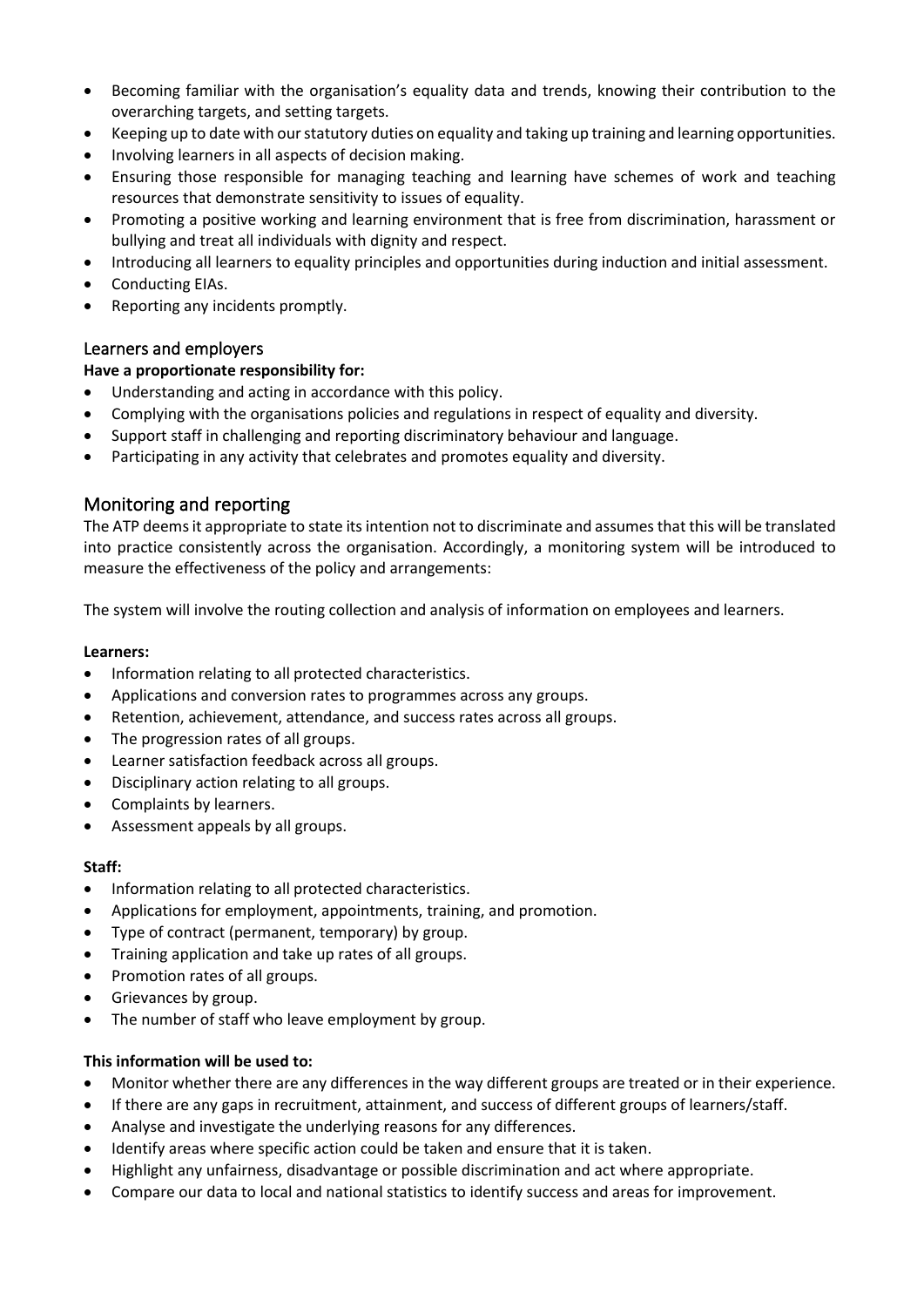- Becoming familiar with the organisation's equality data and trends, knowing their contribution to the overarching targets, and setting targets.
- Keeping up to date with our statutory duties on equality and taking up training and learning opportunities.
- Involving learners in all aspects of decision making.
- Ensuring those responsible for managing teaching and learning have schemes of work and teaching resources that demonstrate sensitivity to issues of equality.
- Promoting a positive working and learning environment that is free from discrimination, harassment or bullying and treat all individuals with dignity and respect.
- Introducing all learners to equality principles and opportunities during induction and initial assessment.
- Conducting EIAs.
- Reporting any incidents promptly.

### Learners and employers

**Have a proportionate responsibility for:**

- Understanding and acting in accordance with this policy.
- Complying with the organisations policies and regulations in respect of equality and diversity.
- Support staff in challenging and reporting discriminatory behaviour and language.
- Participating in any activity that celebrates and promotes equality and diversity.

## Monitoring and reporting

The ATP deems it appropriate to state its intention not to discriminate and assumes that this will be translated into practice consistently across the organisation. Accordingly, a monitoring system will be introduced to measure the effectiveness of the policy and arrangements:

The system will involve the routing collection and analysis of information on employees and learners.

**Learners:**

- Information relating to all protected characteristics.
- Applications and conversion rates to programmes across any groups.
- Retention, achievement, attendance, and success rates across all groups.
- The progression rates of all groups.
- Learner satisfaction feedback across all groups.
- Disciplinary action relating to all groups.
- Complaints by learners.
- Assessment appeals by all groups.

**Staff:**

- Information relating to all protected characteristics.
- Applications for employment, appointments, training, and promotion.
- Type of contract (permanent, temporary) by group.
- Training application and take up rates of all groups.
- Promotion rates of all groups.
- Grievances by group.
- The number of staff who leave employment by group.

**This information will be used to:**

- Monitor whether there are any differences in the way different groups are treated or in their experience.
- If there are any gaps in recruitment, attainment, and success of different groups of learners/staff.
- Analyse and investigate the underlying reasons for any differences.
- Identify areas where specific action could be taken and ensure that it is taken.
- Highlight any unfairness, disadvantage or possible discrimination and act where appropriate.
- Compare our data to local and national statistics to identify success and areas for improvement.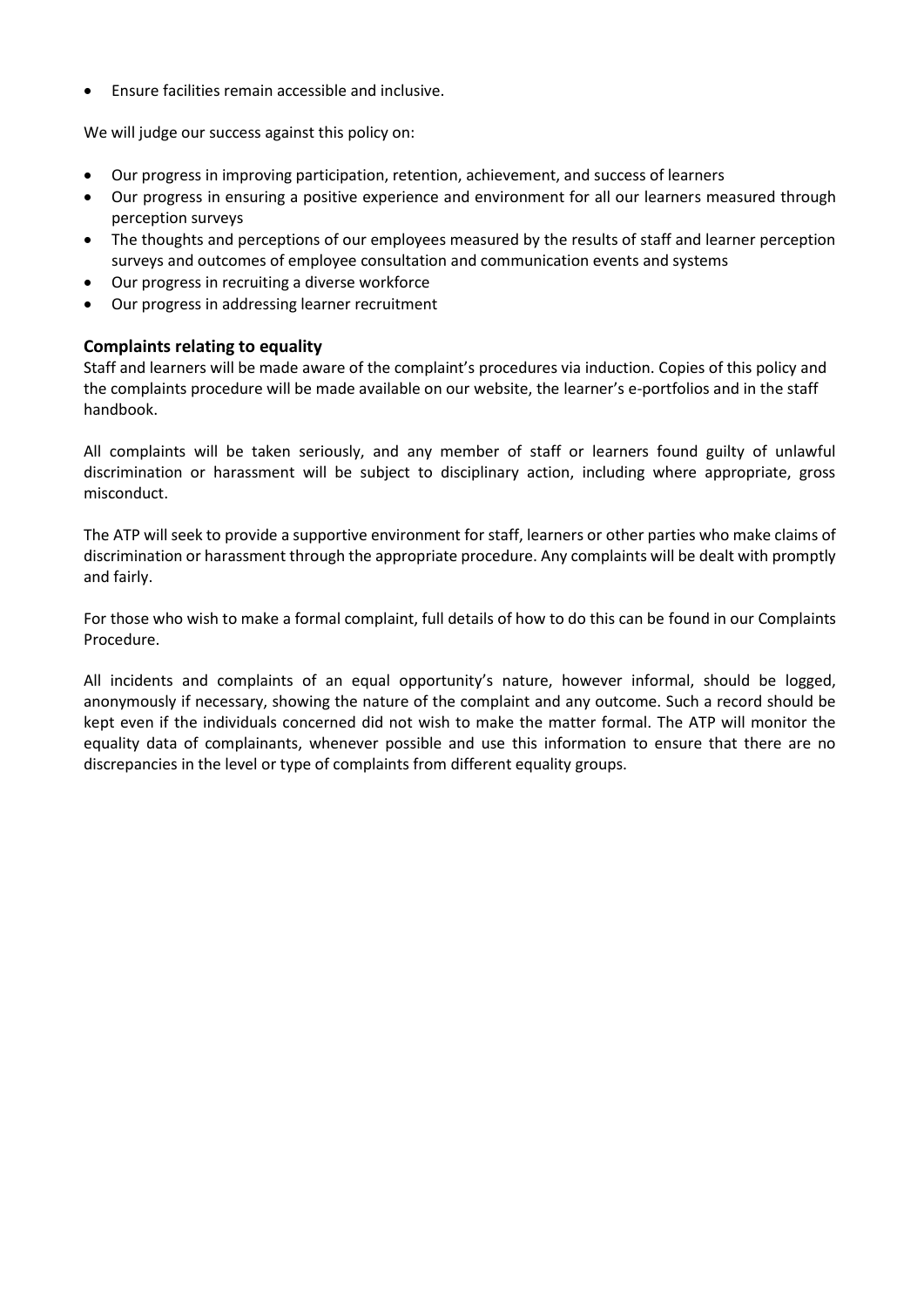- Ensure facilities remain accessible and inclusive.

We will judge our success against this policy on:

- Our progress in improving participation, retention, achievement, and success of learners
- Our progress in ensuring a positive experience and environment for all our learners measured through perception surveys
- The thoughts and perceptions of our employees measured by the results of staff and learner perception surveys and outcomes of employee consultation and communication events and systems
- Our progress in recruiting a diverse workforce
- Our progress in addressing learner recruitment

### Complaints relating to equality

Staff and learners will be made aware of the complaint's procedures via induction. Copies of this policy and the complaints procedure will be made available on our website, the learner's e-portfolios and in the staff handbook.

All complaints will be taken seriously, and any member of staff or learners found guilty of unlawful discrimination or harassment will be subject to disciplinary action, including where appropriate, gross misconduct.

The ATP will seek to provide a supportive environment for staff, learners or other parties who make claims of discrimination or harassment through the appropriate procedure. Any complaints will be dealt with promptly and fairly.

For those who wish to make a formal complaint, full details of how to do this can be found in our Complaints Procedure.

All incidents and complaints of an equal opportunity's nature, however informal, should be logged, anonymously if necessary, showing the nature of the complaint and any outcome. Such a record should be kept even if the individuals concerned did not wish to make the matter formal. The ATP will monitor the equality data of complainants, whenever possible and use this information to ensure that there are no discrepancies in the level or type of complaints from different equality groups.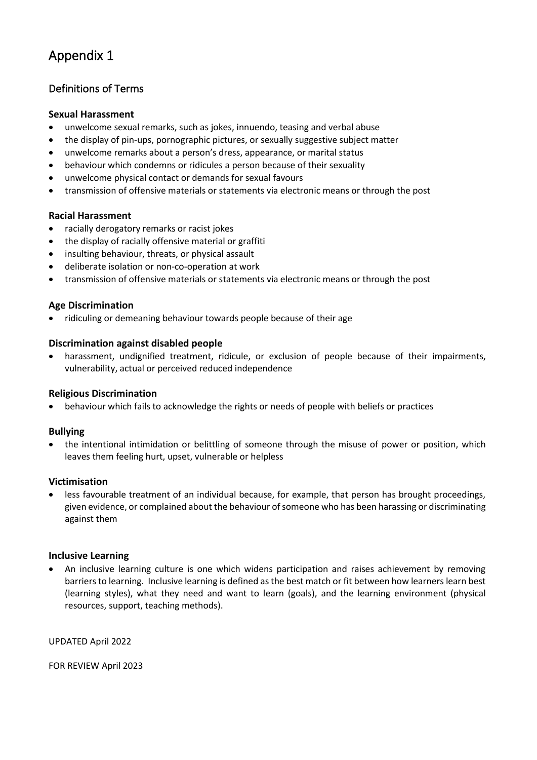# Appendix 1

## Definitions of Terms

**Sexual Harassment**

- unwelcome sexual remarks, such as jokes, innuendo, teasing and verbal abuse
- the display of pin-ups, pornographic pictures, or sexually suggestive subject matter
- unwelcome remarks about a person's dress, appearance, or marital status
- behaviour which condemns or ridicules a person because of their sexuality
- unwelcome physical contact or demands for sexual favours
- transmission of offensive materials or statements via electronic means or through the post

**Racial Harassment**

- racially derogatory remarks or racist jokes
- the display of racially offensive material or graffiti
- insulting behaviour, threats, or physical assault
- deliberate isolation or non-co-operation at work
- transmission of offensive materials or statements via electronic means or through the post

**Age Discrimination**

- ridiculing or demeaning behaviour towards people because of their age

**Discrimination against disabled people**

- harassment, undignified treatment, ridicule, or exclusion of people because of their impairments, vulnerability, actual or perceived reduced independence

**Religious Discrimination**

- behaviour which fails to acknowledge the rights or needs of people with beliefs or practices

**Bullying**

- the intentional intimidation or belittling of someone through the misuse of power or position, which leaves them feeling hurt, upset, vulnerable or helpless

**Victimisation**

- less favourable treatment of an individual because, for example, that person has brought proceedings, given evidence, or complained about the behaviour of someone who has been harassing or discriminating against them

**Inclusive Learning**

- An inclusive learning culture is one which widens participation and raises achievement by removing barriers to learning. Inclusive learning is defined as the best match or fit between how learners learn best (learning styles), what they need and want to learn (goals), and the learning environment (physical resources, support, teaching methods).

UPDATED April 2022

FOR REVIEW April 2023